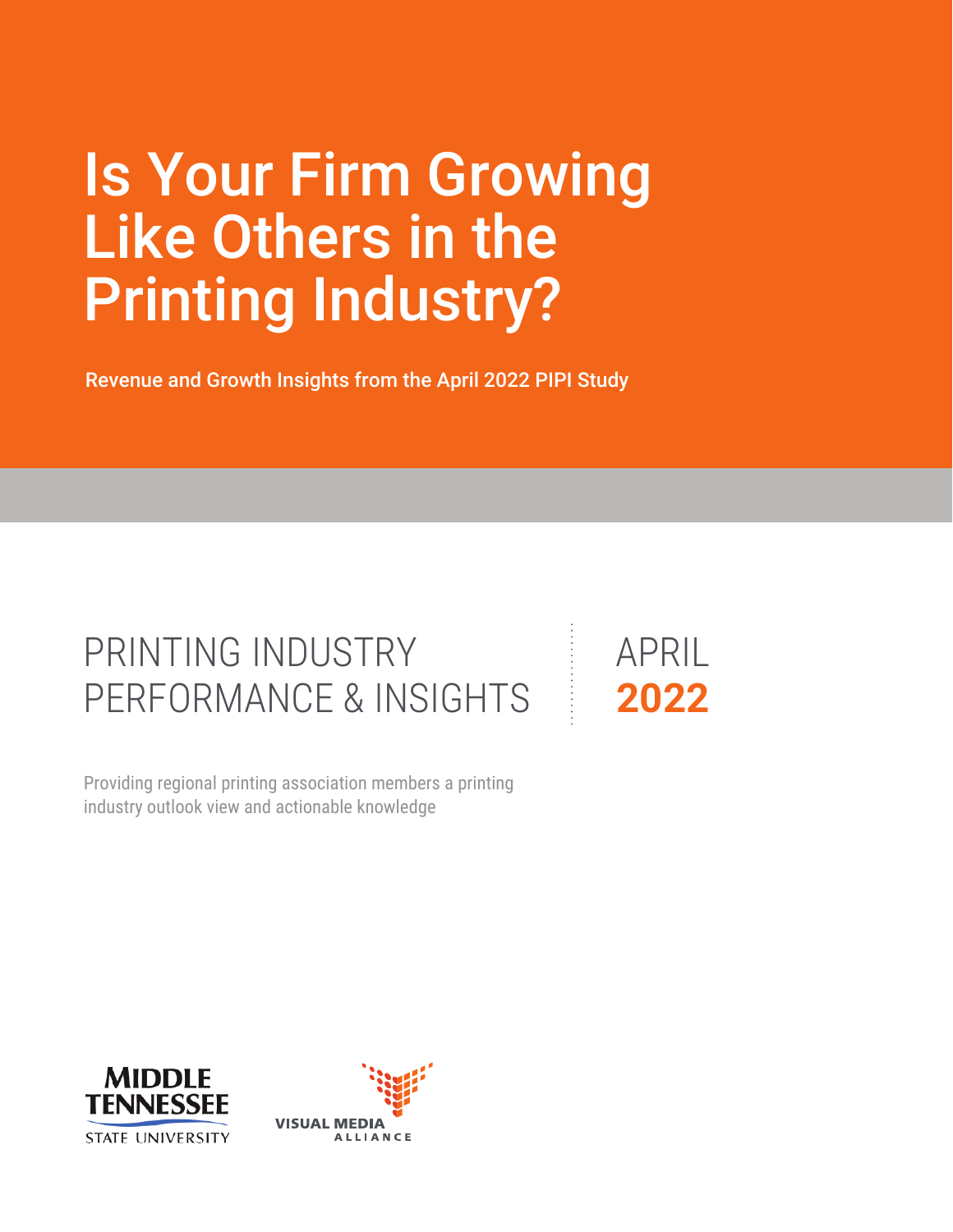# Is Your Firm Growing Like Others in the Printing Industry?

Revenue and Growth Insights from the April 2022 PIPI Study

## PRINTING INDUSTRY PERFORMANCE & INSIGHTS

APRIL **2022**

Providing regional printing association members a printing industry outlook view and actionable knowledge

MIDDLE TENNESSEE STATE UNIVERSITY

VISUAL MEDIA ALLIANCE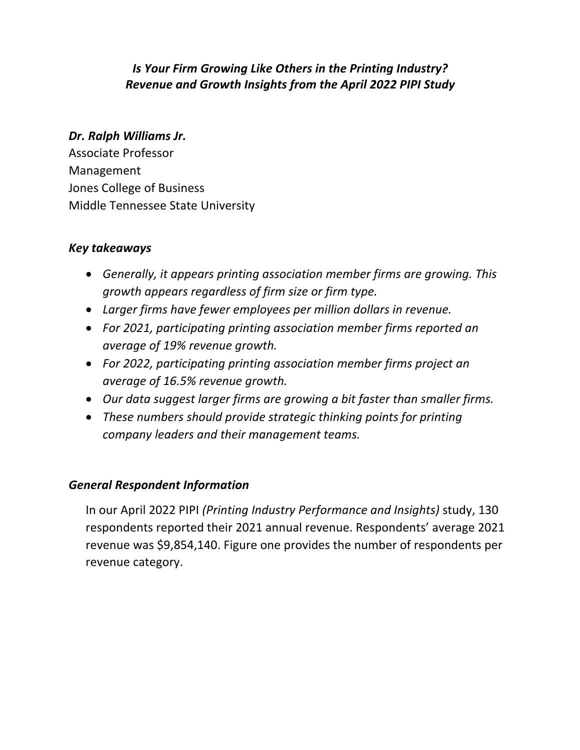# *Is Your Firm Growing Like Others in the Printing Industry? Revenue and Growth Insights from the April 2022 PIPI Study*

***Dr. Ralph Williams Jr.***
Associate Professor
Management
Jones College of Business
Middle Tennessee State University

## *Key takeaways*

- *Generally, it appears printing association member firms are growing. This growth appears regardless of firm size or firm type.*
- *Larger firms have fewer employees per million dollars in revenue.*
- *For 2021, participating printing association member firms reported an average of 19% revenue growth.*
- *For 2022, participating printing association member firms project an average of 16.5% revenue growth.*
- *Our data suggest larger firms are growing a bit faster than smaller firms.*
- *These numbers should provide strategic thinking points for printing company leaders and their management teams.*

## *General Respondent Information*

In our April 2022 PIPI *(Printing Industry Performance and Insights)* study, 130 respondents reported their 2021 annual revenue. Respondents' average 2021 revenue was $9,854,140. Figure one provides the number of respondents per revenue category.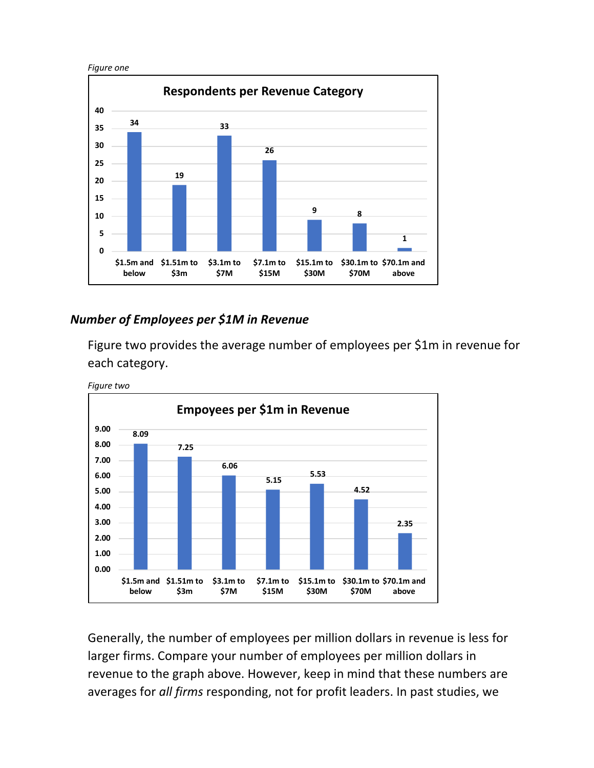*Figure one*

**Respondents per Revenue Category**

| Revenue Category | Respondents |
| --- | --- |
| $1.5m and below | 34 |
| $1.51m to $3m | 19 |
| $3.1m to $7M | 33 |
| $7.1m to $15M | 26 |
| $15.1m to $30M | 9 |
| $30.1m to $70M | 8 |
| $70.1m and above | 1 |

### *Number of Employees per $1M in Revenue*

Figure two provides the average number of employees per $1m in revenue for each category.

*Figure two*

**Empoyees per $1m in Revenue**

| Revenue Category | Employees per $1m in Revenue |
| --- | --- |
| $1.5m and below | 8.09 |
| $1.51m to $3m | 7.25 |
| $3.1m to $7M | 6.06 |
| $7.1m to $15M | 5.15 |
| $15.1m to $30M | 5.53 |
| $30.1m to $70M | 4.52 |
| $70.1m and above | 2.35 |

Generally, the number of employees per million dollars in revenue is less for larger firms. Compare your number of employees per million dollars in revenue to the graph above. However, keep in mind that these numbers are averages for *all firms* responding, not for profit leaders. In past studies, we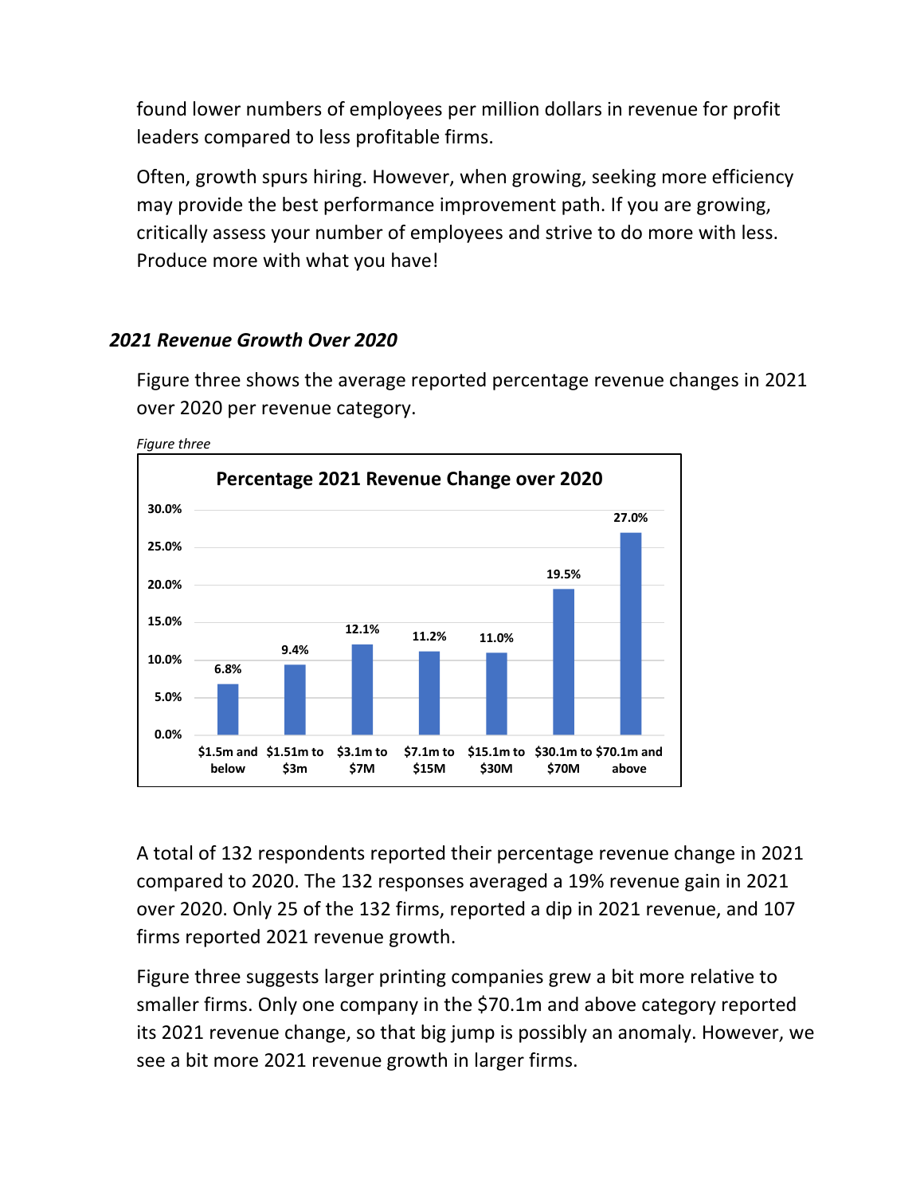found lower numbers of employees per million dollars in revenue for profit leaders compared to less profitable firms.

Often, growth spurs hiring. However, when growing, seeking more efficiency may provide the best performance improvement path. If you are growing, critically assess your number of employees and strive to do more with less. Produce more with what you have!

### *2021 Revenue Growth Over 2020*

Figure three shows the average reported percentage revenue changes in 2021 over 2020 per revenue category.

*Figure three*

**Percentage 2021 Revenue Change over 2020**

| Revenue category | Percentage change |
|---|---|
| $1.5m and below | 6.8% |
| $1.51m to $3m | 9.4% |
| $3.1m to $7M | 12.1% |
| $7.1m to $15M | 11.2% |
| $15.1m to $30M | 11.0% |
| $30.1m to $70M | 19.5% |
| $70.1m and above | 27.0% |

A total of 132 respondents reported their percentage revenue change in 2021 compared to 2020. The 132 responses averaged a 19% revenue gain in 2021 over 2020. Only 25 of the 132 firms, reported a dip in 2021 revenue, and 107 firms reported 2021 revenue growth.

Figure three suggests larger printing companies grew a bit more relative to smaller firms. Only one company in the $70.1m and above category reported its 2021 revenue change, so that big jump is possibly an anomaly. However, we see a bit more 2021 revenue growth in larger firms.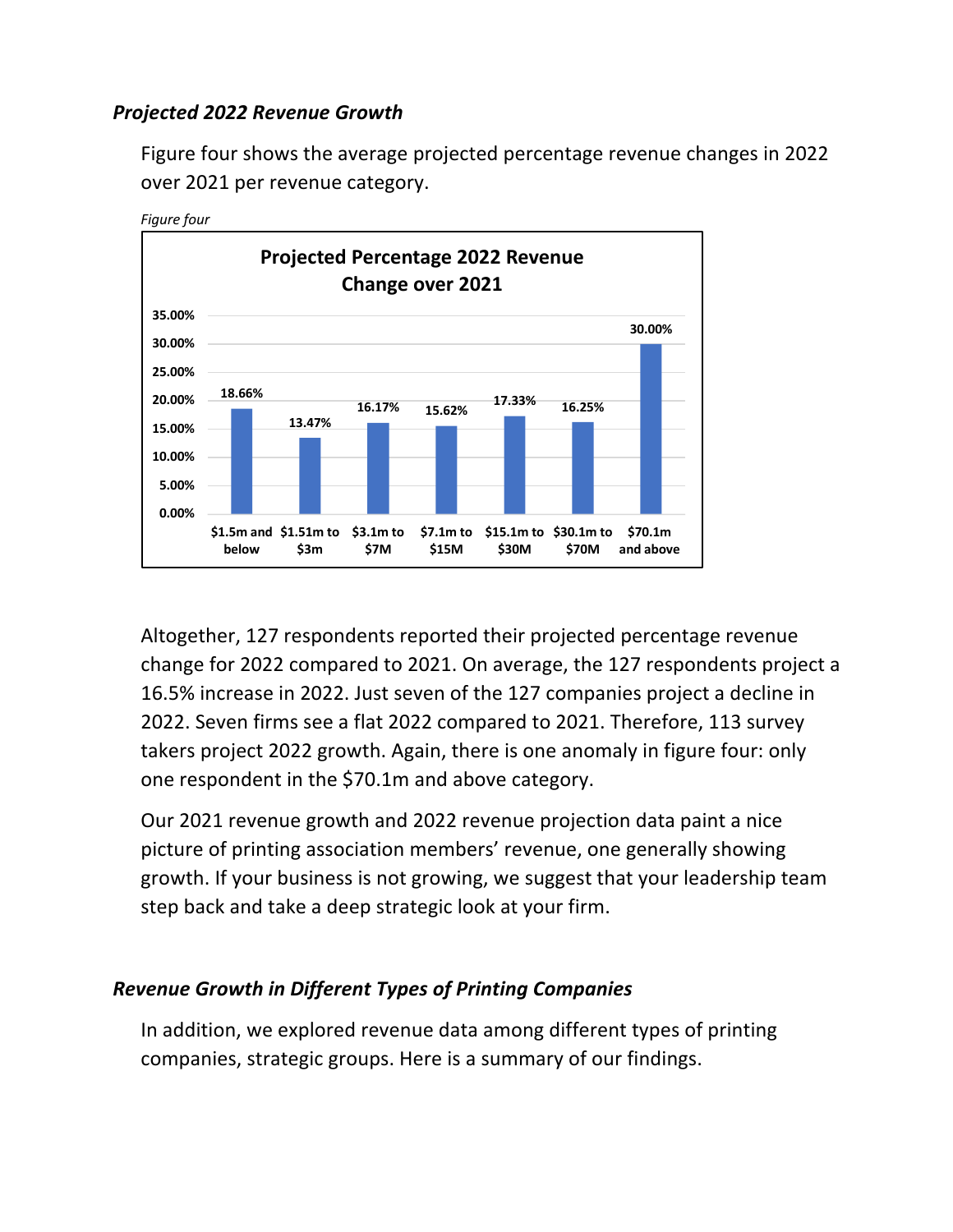### *Projected 2022 Revenue Growth*

Figure four shows the average projected percentage revenue changes in 2022 over 2021 per revenue category.

*Figure four*

**Projected Percentage 2022 Revenue Change over 2021**

| Revenue Category | Projected Change |
| --- | --- |
| $1.5m and below | 18.66% |
| $1.51m to $3m | 13.47% |
| $3.1m to $7M | 16.17% |
| $7.1m to $15M | 15.62% |
| $15.1m to $30M | 17.33% |
| $30.1m to $70M | 16.25% |
| $70.1m and above | 30.00% |

Altogether, 127 respondents reported their projected percentage revenue change for 2022 compared to 2021. On average, the 127 respondents project a 16.5% increase in 2022. Just seven of the 127 companies project a decline in 2022. Seven firms see a flat 2022 compared to 2021. Therefore, 113 survey takers project 2022 growth. Again, there is one anomaly in figure four: only one respondent in the $70.1m and above category.

Our 2021 revenue growth and 2022 revenue projection data paint a nice picture of printing association members' revenue, one generally showing growth. If your business is not growing, we suggest that your leadership team step back and take a deep strategic look at your firm.

### *Revenue Growth in Different Types of Printing Companies*

In addition, we explored revenue data among different types of printing companies, strategic groups. Here is a summary of our findings.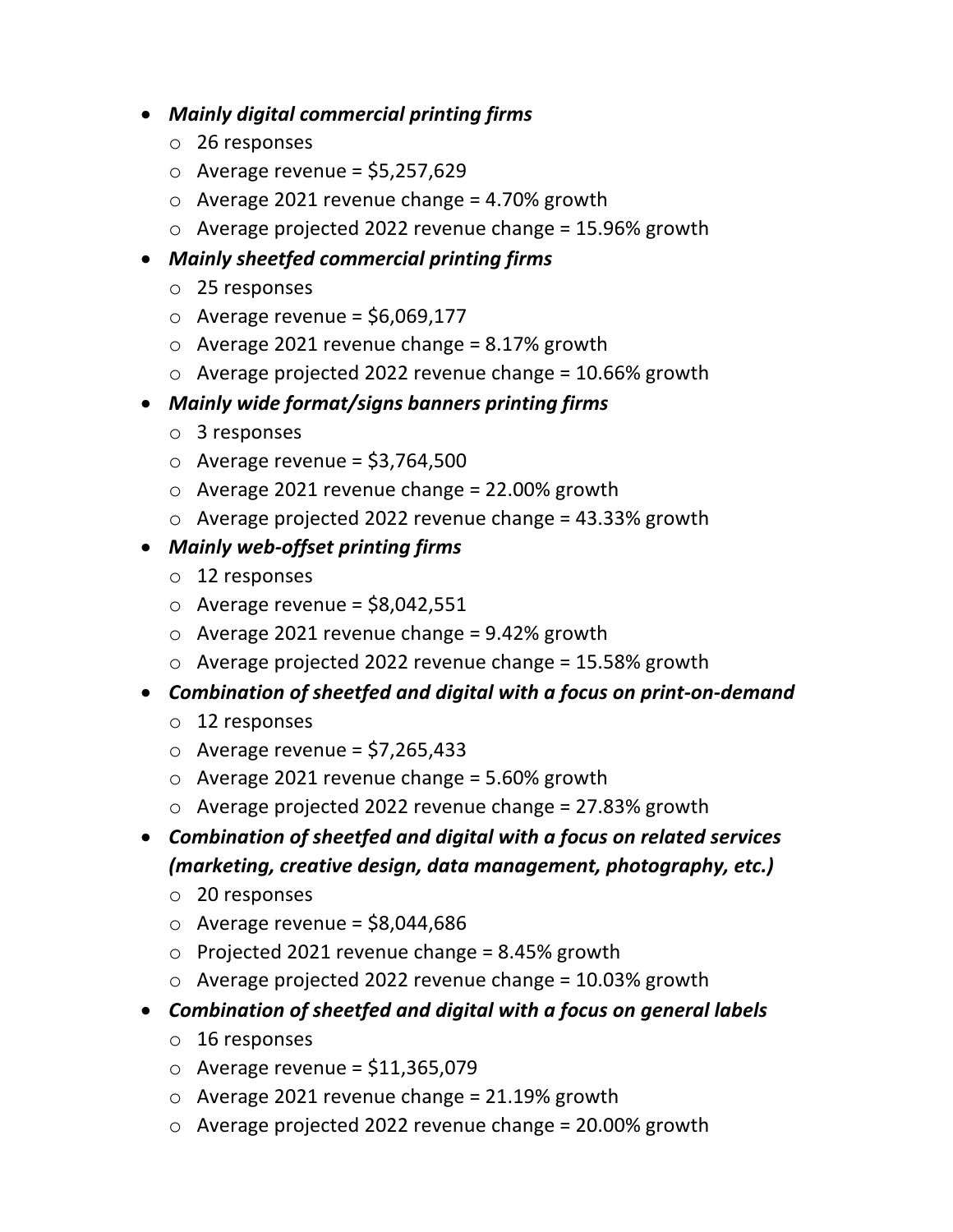- ***Mainly digital commercial printing firms***
    - 26 responses
    - Average revenue = $5,257,629
    - Average 2021 revenue change = 4.70% growth
    - Average projected 2022 revenue change = 15.96% growth
- ***Mainly sheetfed commercial printing firms***
    - 25 responses
    - Average revenue = $6,069,177
    - Average 2021 revenue change = 8.17% growth
    - Average projected 2022 revenue change = 10.66% growth
- ***Mainly wide format/signs banners printing firms***
    - 3 responses
    - Average revenue = $3,764,500
    - Average 2021 revenue change = 22.00% growth
    - Average projected 2022 revenue change = 43.33% growth
- ***Mainly web-offset printing firms***
    - 12 responses
    - Average revenue = $8,042,551
    - Average 2021 revenue change = 9.42% growth
    - Average projected 2022 revenue change = 15.58% growth
- ***Combination of sheetfed and digital with a focus on print-on-demand***
    - 12 responses
    - Average revenue = $7,265,433
    - Average 2021 revenue change = 5.60% growth
    - Average projected 2022 revenue change = 27.83% growth
- ***Combination of sheetfed and digital with a focus on related services (marketing, creative design, data management, photography, etc.)***
    - 20 responses
    - Average revenue = $8,044,686
    - Projected 2021 revenue change = 8.45% growth
    - Average projected 2022 revenue change = 10.03% growth
- ***Combination of sheetfed and digital with a focus on general labels***
    - 16 responses
    - Average revenue = $11,365,079
    - Average 2021 revenue change = 21.19% growth
    - Average projected 2022 revenue change = 20.00% growth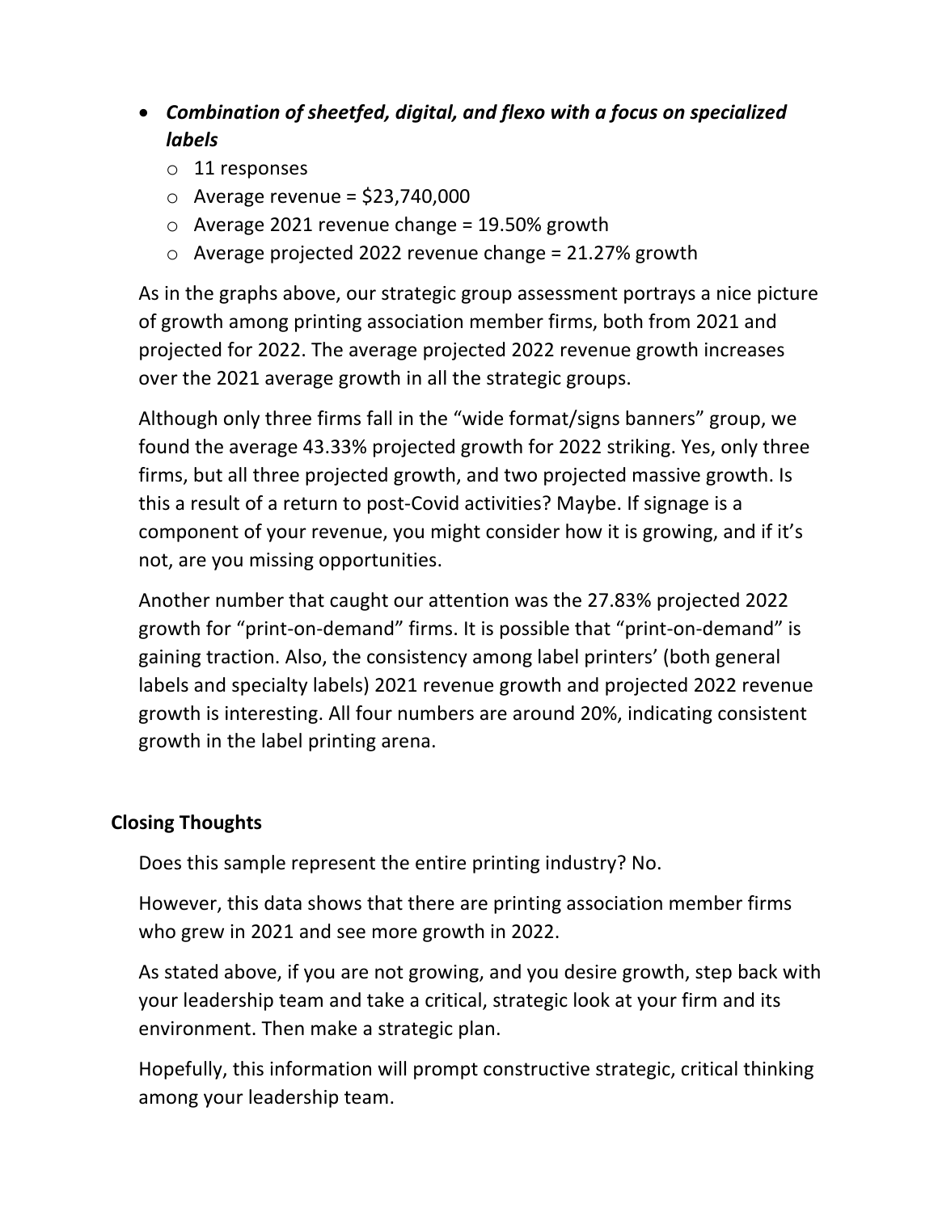- ***Combination of sheetfed, digital, and flexo with a focus on specialized labels***
  - 11 responses
  - Average revenue = $23,740,000
  - Average 2021 revenue change = 19.50% growth
  - Average projected 2022 revenue change = 21.27% growth

As in the graphs above, our strategic group assessment portrays a nice picture of growth among printing association member firms, both from 2021 and projected for 2022. The average projected 2022 revenue growth increases over the 2021 average growth in all the strategic groups.

Although only three firms fall in the "wide format/signs banners" group, we found the average 43.33% projected growth for 2022 striking. Yes, only three firms, but all three projected growth, and two projected massive growth. Is this a result of a return to post-Covid activities? Maybe. If signage is a component of your revenue, you might consider how it is growing, and if it's not, are you missing opportunities.

Another number that caught our attention was the 27.83% projected 2022 growth for "print-on-demand" firms. It is possible that "print-on-demand" is gaining traction. Also, the consistency among label printers' (both general labels and specialty labels) 2021 revenue growth and projected 2022 revenue growth is interesting. All four numbers are around 20%, indicating consistent growth in the label printing arena.

## Closing Thoughts

Does this sample represent the entire printing industry? No.

However, this data shows that there are printing association member firms who grew in 2021 and see more growth in 2022.

As stated above, if you are not growing, and you desire growth, step back with your leadership team and take a critical, strategic look at your firm and its environment. Then make a strategic plan.

Hopefully, this information will prompt constructive strategic, critical thinking among your leadership team.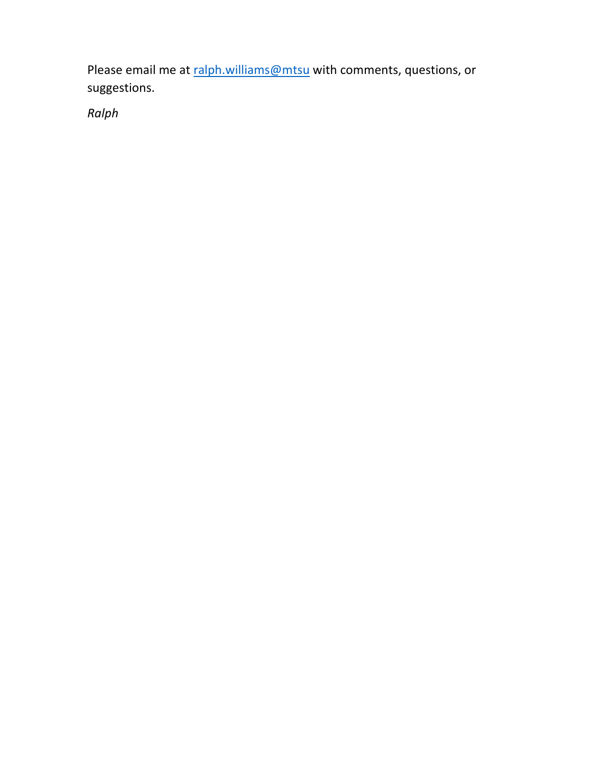Please email me at [ralph.williams@mtsu](mailto:ralph.williams@mtsu) with comments, questions, or suggestions.

*Ralph*